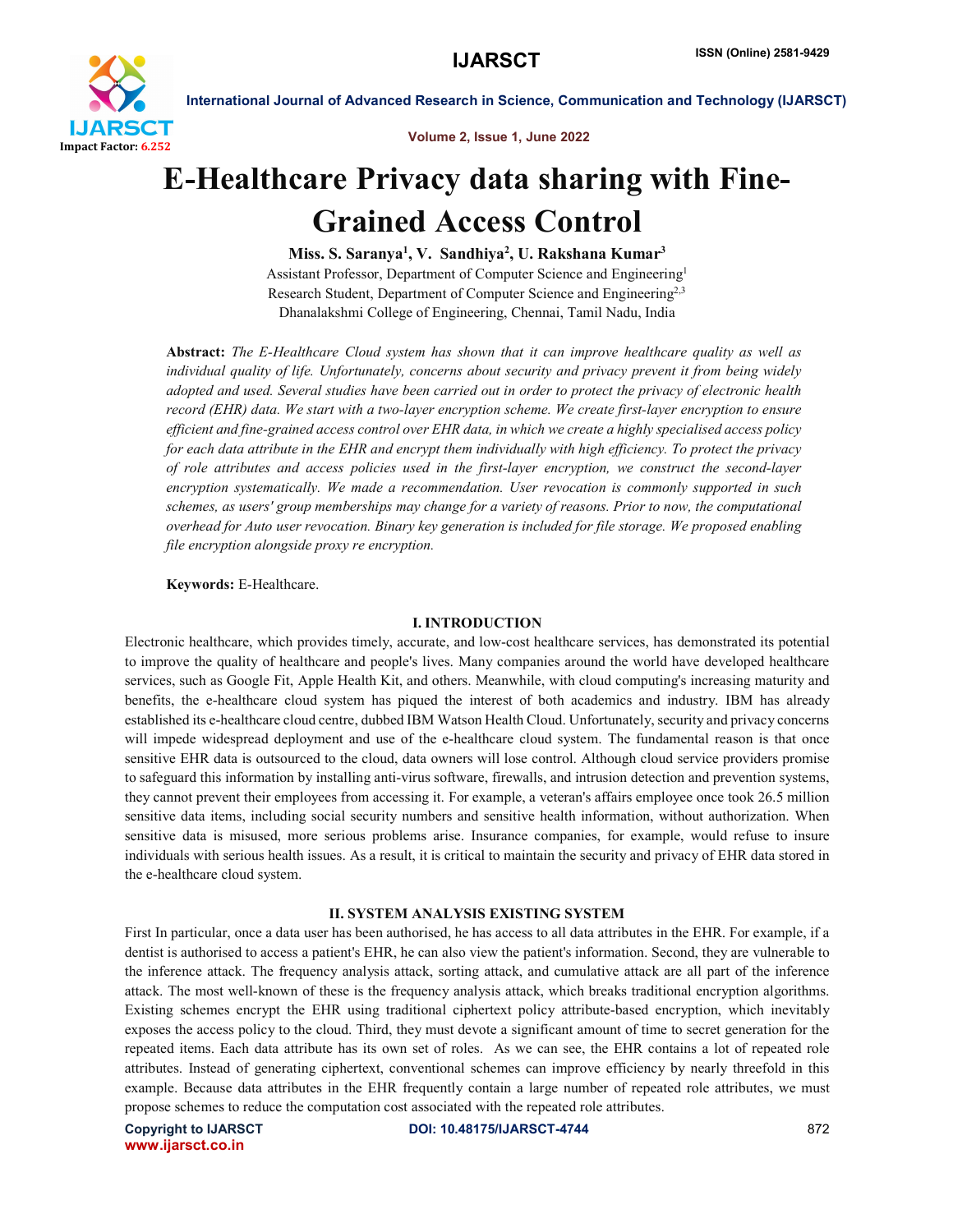# E-Healthcare Privacy data sharing with Fine-Grained Access Control

**Miss. S. Saranya[1], V. Sandhiya[2], U. Rakshana Kumar[3]**

Assistant Professor, Department of Computer Science and Engineering[1]
Research Student, Department of Computer Science and Engineering[2,3]
Dhanalakshmi College of Engineering, Chennai, Tamil Nadu, India

**Abstract:** *The E-Healthcare Cloud system has shown that it can improve healthcare quality as well as individual quality of life. Unfortunately, concerns about security and privacy prevent it from being widely adopted and used. Several studies have been carried out in order to protect the privacy of electronic health record (EHR) data. We start with a two-layer encryption scheme. We create first-layer encryption to ensure efficient and fine-grained access control over EHR data, in which we create a highly specialised access policy for each data attribute in the EHR and encrypt them individually with high efficiency. To protect the privacy of role attributes and access policies used in the first-layer encryption, we construct the second-layer encryption systematically. We made a recommendation. User revocation is commonly supported in such schemes, as users' group memberships may change for a variety of reasons. Prior to now, the computational overhead for Auto user revocation. Binary key generation is included for file storage. We proposed enabling file encryption alongside proxy re encryption.*

**Keywords:** E-Healthcare.

## I. INTRODUCTION

Electronic healthcare, which provides timely, accurate, and low-cost healthcare services, has demonstrated its potential to improve the quality of healthcare and people's lives. Many companies around the world have developed healthcare services, such as Google Fit, Apple Health Kit, and others. Meanwhile, with cloud computing's increasing maturity and benefits, the e-healthcare cloud system has piqued the interest of both academics and industry. IBM has already established its e-healthcare cloud centre, dubbed IBM Watson Health Cloud. Unfortunately, security and privacy concerns will impede widespread deployment and use of the e-healthcare cloud system. The fundamental reason is that once sensitive EHR data is outsourced to the cloud, data owners will lose control. Although cloud service providers promise to safeguard this information by installing anti-virus software, firewalls, and intrusion detection and prevention systems, they cannot prevent their employees from accessing it. For example, a veteran's affairs employee once took 26.5 million sensitive data items, including social security numbers and sensitive health information, without authorization. When sensitive data is misused, more serious problems arise. Insurance companies, for example, would refuse to insure individuals with serious health issues. As a result, it is critical to maintain the security and privacy of EHR data stored in the e-healthcare cloud system.

## II. SYSTEM ANALYSIS EXISTING SYSTEM

First In particular, once a data user has been authorised, he has access to all data attributes in the EHR. For example, if a dentist is authorised to access a patient's EHR, he can also view the patient's information. Second, they are vulnerable to the inference attack. The frequency analysis attack, sorting attack, and cumulative attack are all part of the inference attack. The most well-known of these is the frequency analysis attack, which breaks traditional encryption algorithms. Existing schemes encrypt the EHR using traditional ciphertext policy attribute-based encryption, which inevitably exposes the access policy to the cloud. Third, they must devote a significant amount of time to secret generation for the repeated items. Each data attribute has its own set of roles. As we can see, the EHR contains a lot of repeated role attributes. Instead of generating ciphertext, conventional schemes can improve efficiency by nearly threefold in this example. Because data attributes in the EHR frequently contain a large number of repeated role attributes, we must propose schemes to reduce the computation cost associated with the repeated role attributes.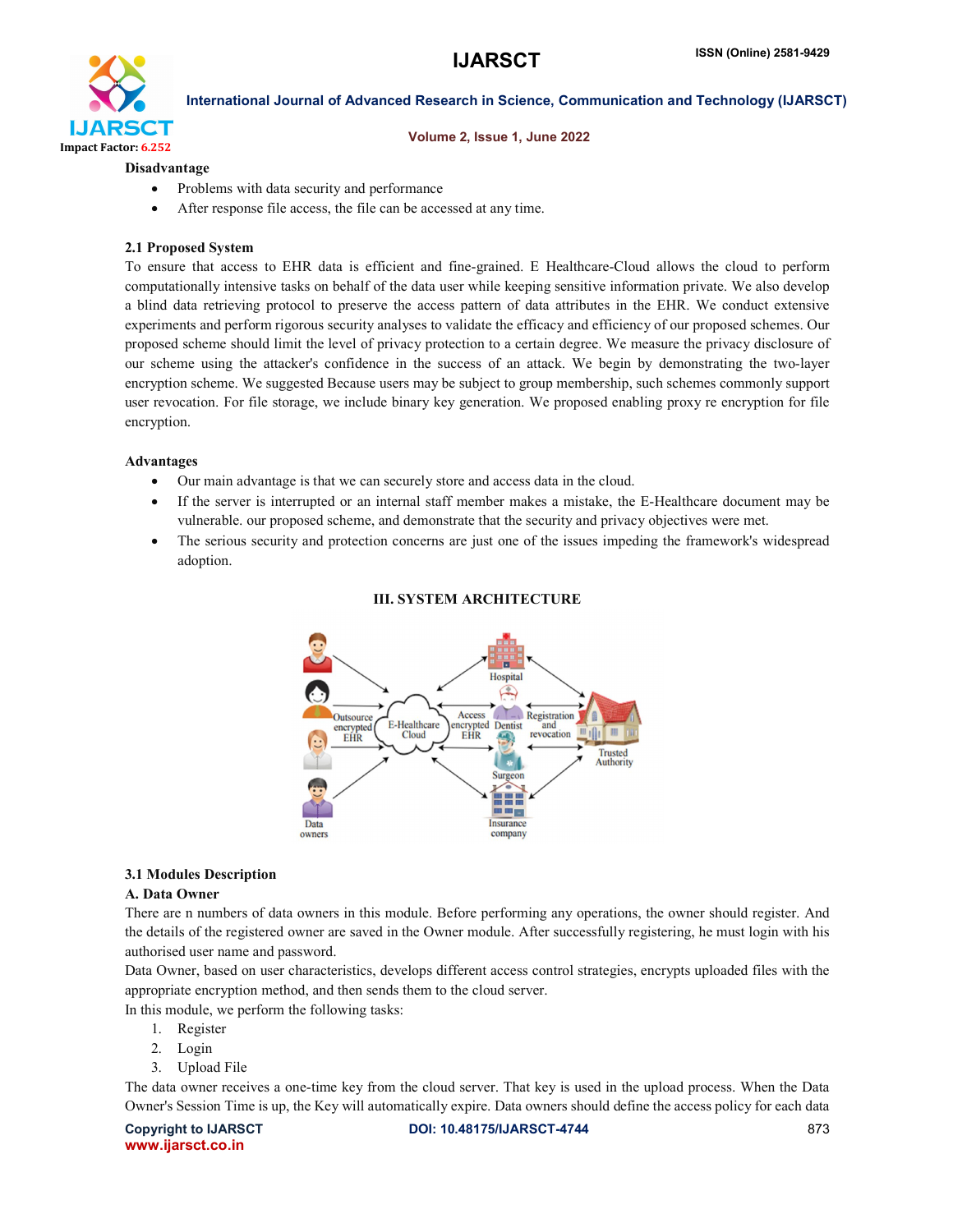**Disadvantage**

- Problems with data security and performance
- After response file access, the file can be accessed at any time.

### 2.1 Proposed System

To ensure that access to EHR data is efficient and fine-grained. E Healthcare-Cloud allows the cloud to perform computationally intensive tasks on behalf of the data user while keeping sensitive information private. We also develop a blind data retrieving protocol to preserve the access pattern of data attributes in the EHR. We conduct extensive experiments and perform rigorous security analyses to validate the efficacy and efficiency of our proposed schemes. Our proposed scheme should limit the level of privacy protection to a certain degree. We measure the privacy disclosure of our scheme using the attacker's confidence in the success of an attack. We begin by demonstrating the two-layer encryption scheme. We suggested Because users may be subject to group membership, such schemes commonly support user revocation. For file storage, we include binary key generation. We proposed enabling proxy re encryption for file encryption.

**Advantages**

- Our main advantage is that we can securely store and access data in the cloud.
- If the server is interrupted or an internal staff member makes a mistake, the E-Healthcare document may be vulnerable. our proposed scheme, and demonstrate that the security and privacy objectives were met.
- The serious security and protection concerns are just one of the issues impeding the framework's widespread adoption.

## III. SYSTEM ARCHITECTURE

### 3.1 Modules Description

**A. Data Owner**

There are n numbers of data owners in this module. Before performing any operations, the owner should register. And the details of the registered owner are saved in the Owner module. After successfully registering, he must login with his authorised user name and password.

Data Owner, based on user characteristics, develops different access control strategies, encrypts uploaded files with the appropriate encryption method, and then sends them to the cloud server.

In this module, we perform the following tasks:

1. Register
2. Login
3. Upload File

The data owner receives a one-time key from the cloud server. That key is used in the upload process. When the Data Owner's Session Time is up, the Key will automatically expire. Data owners should define the access policy for each data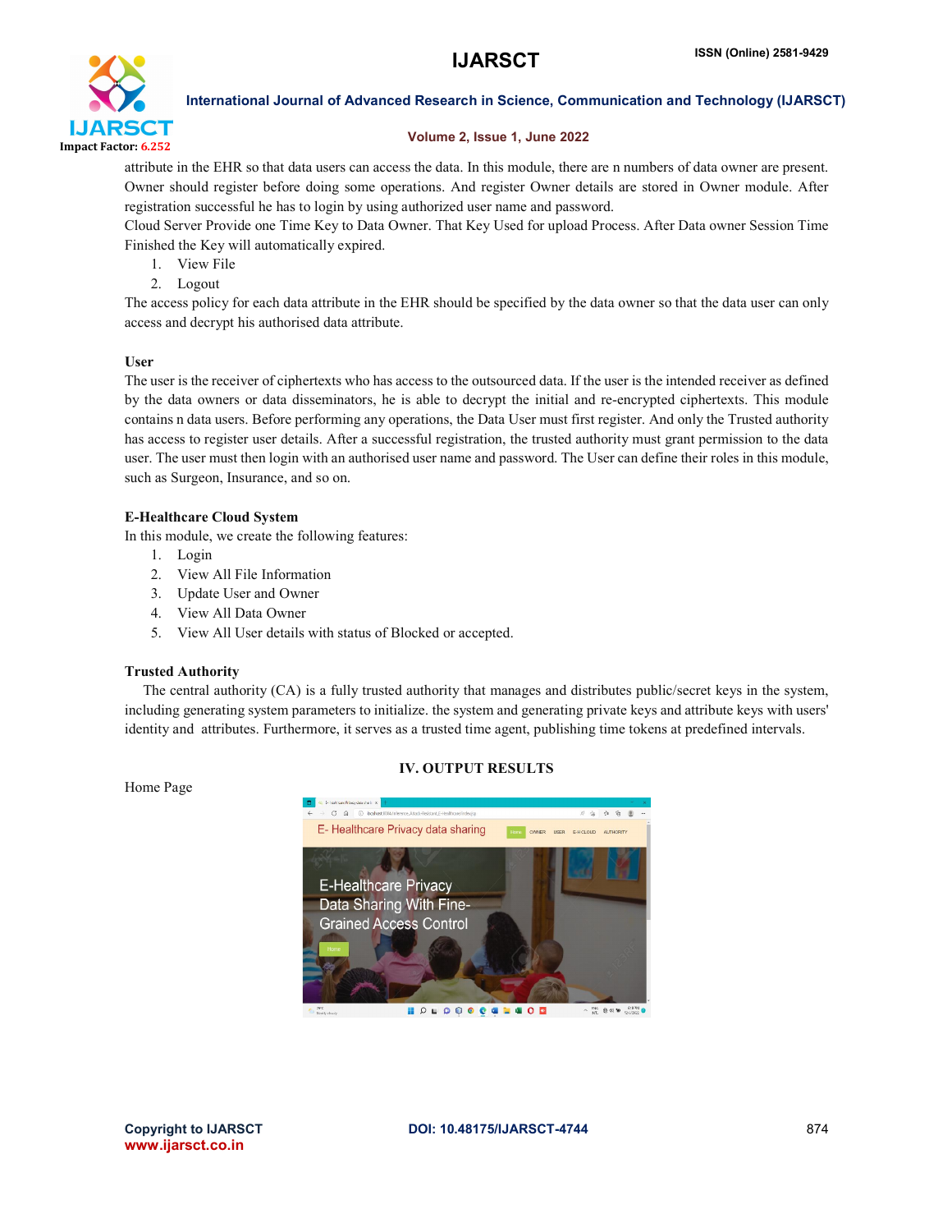attribute in the EHR so that data users can access the data. In this module, there are n numbers of data owner are present. Owner should register before doing some operations. And register Owner details are stored in Owner module. After registration successful he has to login by using authorized user name and password.

Cloud Server Provide one Time Key to Data Owner. That Key Used for upload Process. After Data owner Session Time Finished the Key will automatically expired.

1. View File
2. Logout

The access policy for each data attribute in the EHR should be specified by the data owner so that the data user can only access and decrypt his authorised data attribute.

**User**

The user is the receiver of ciphertexts who has access to the outsourced data. If the user is the intended receiver as defined by the data owners or data disseminators, he is able to decrypt the initial and re-encrypted ciphertexts. This module contains n data users. Before performing any operations, the Data User must first register. And only the Trusted authority has access to register user details. After a successful registration, the trusted authority must grant permission to the data user. The user must then login with an authorised user name and password. The User can define their roles in this module, such as Surgeon, Insurance, and so on.

**E-Healthcare Cloud System**

In this module, we create the following features:

1. Login
2. View All File Information
3. Update User and Owner
4. View All Data Owner
5. View All User details with status of Blocked or accepted.

**Trusted Authority**

The central authority (CA) is a fully trusted authority that manages and distributes public/secret keys in the system, including generating system parameters to initialize. the system and generating private keys and attribute keys with users' identity and attributes. Furthermore, it serves as a trusted time agent, publishing time tokens at predefined intervals.

## IV. OUTPUT RESULTS

Home Page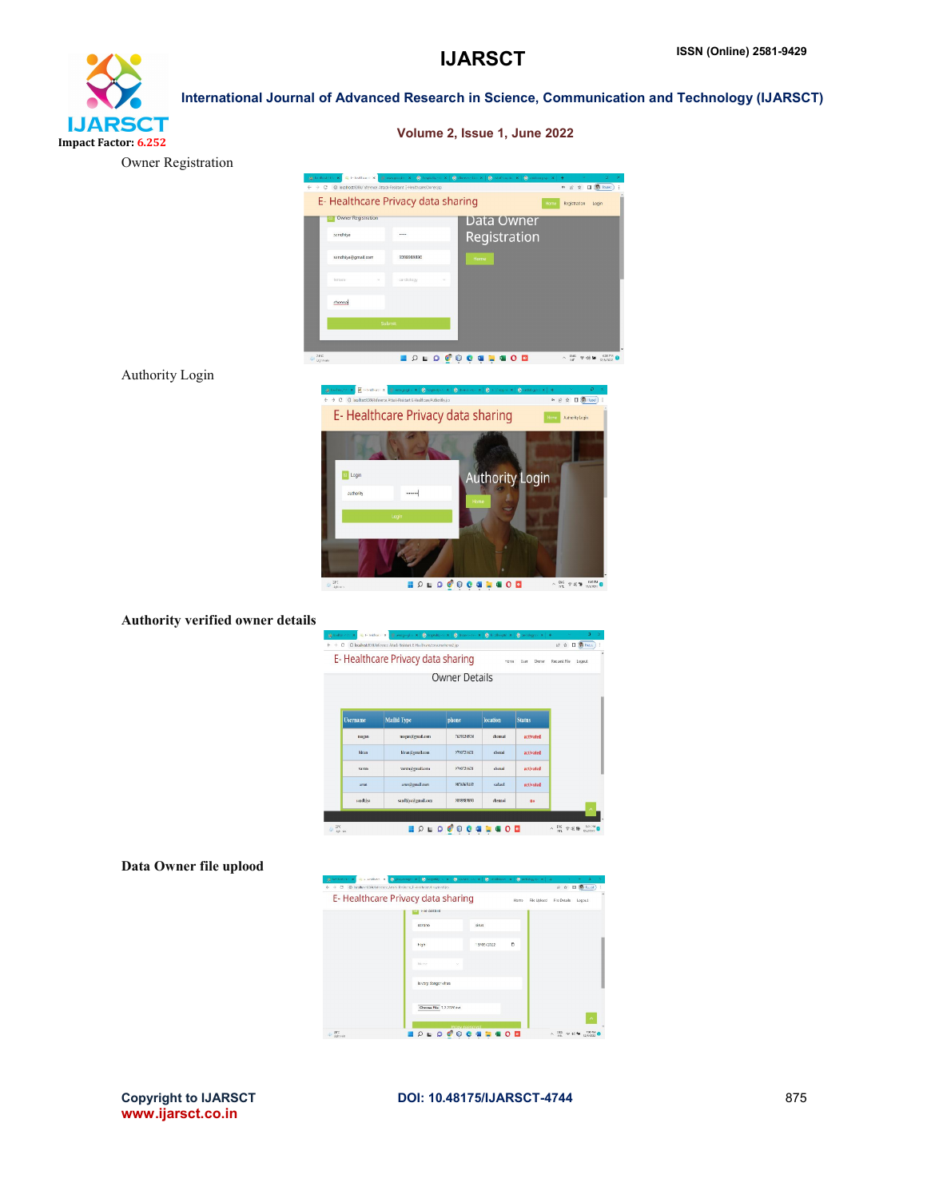Owner Registration

Authority Login

**Authority verified owner details**

**Data Owner file uplood**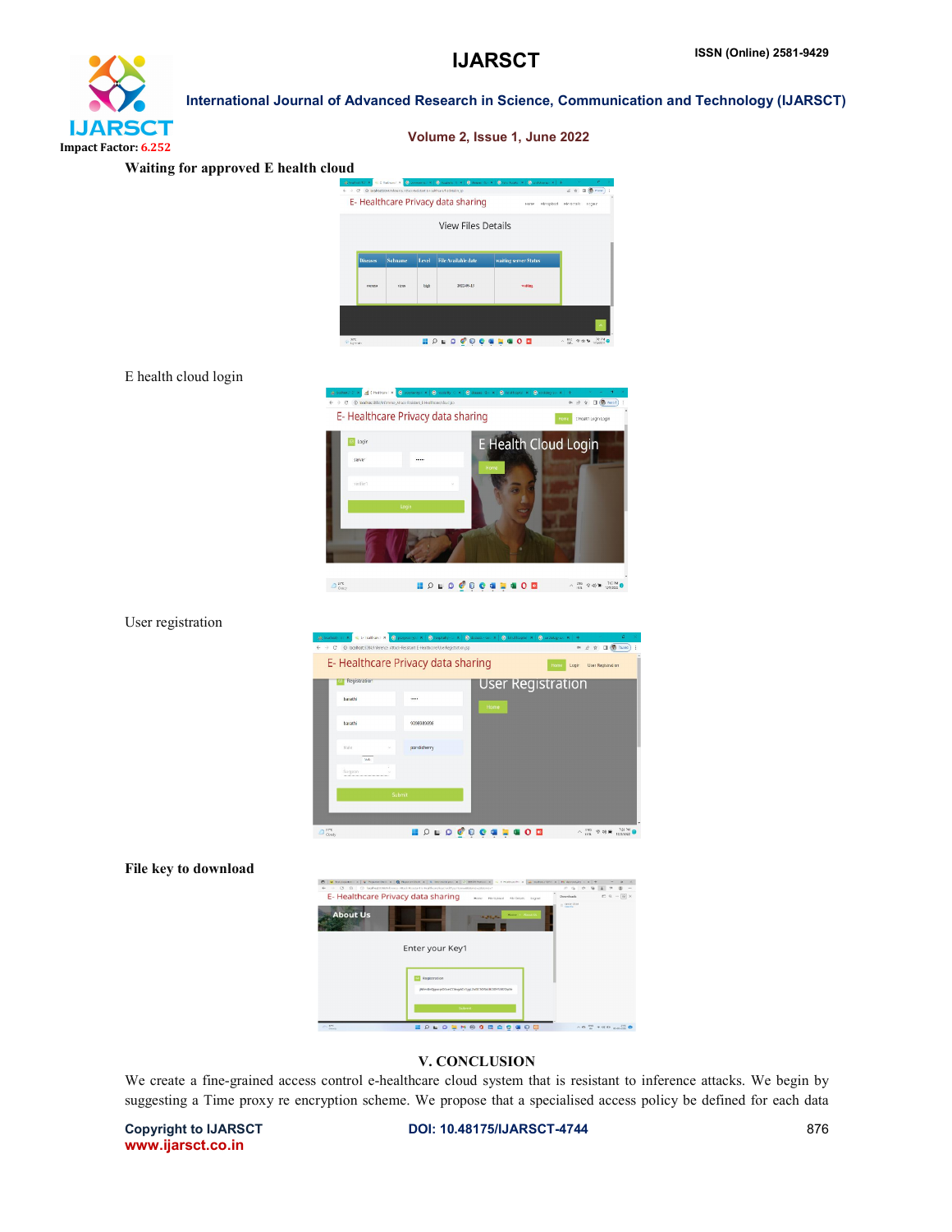**Waiting for approved E health cloud**

E health cloud login

User registration

**File key to download**

## V. CONCLUSION

We create a fine-grained access control e-healthcare cloud system that is resistant to inference attacks. We begin by suggesting a Time proxy re encryption scheme. We propose that a specialised access policy be defined for each data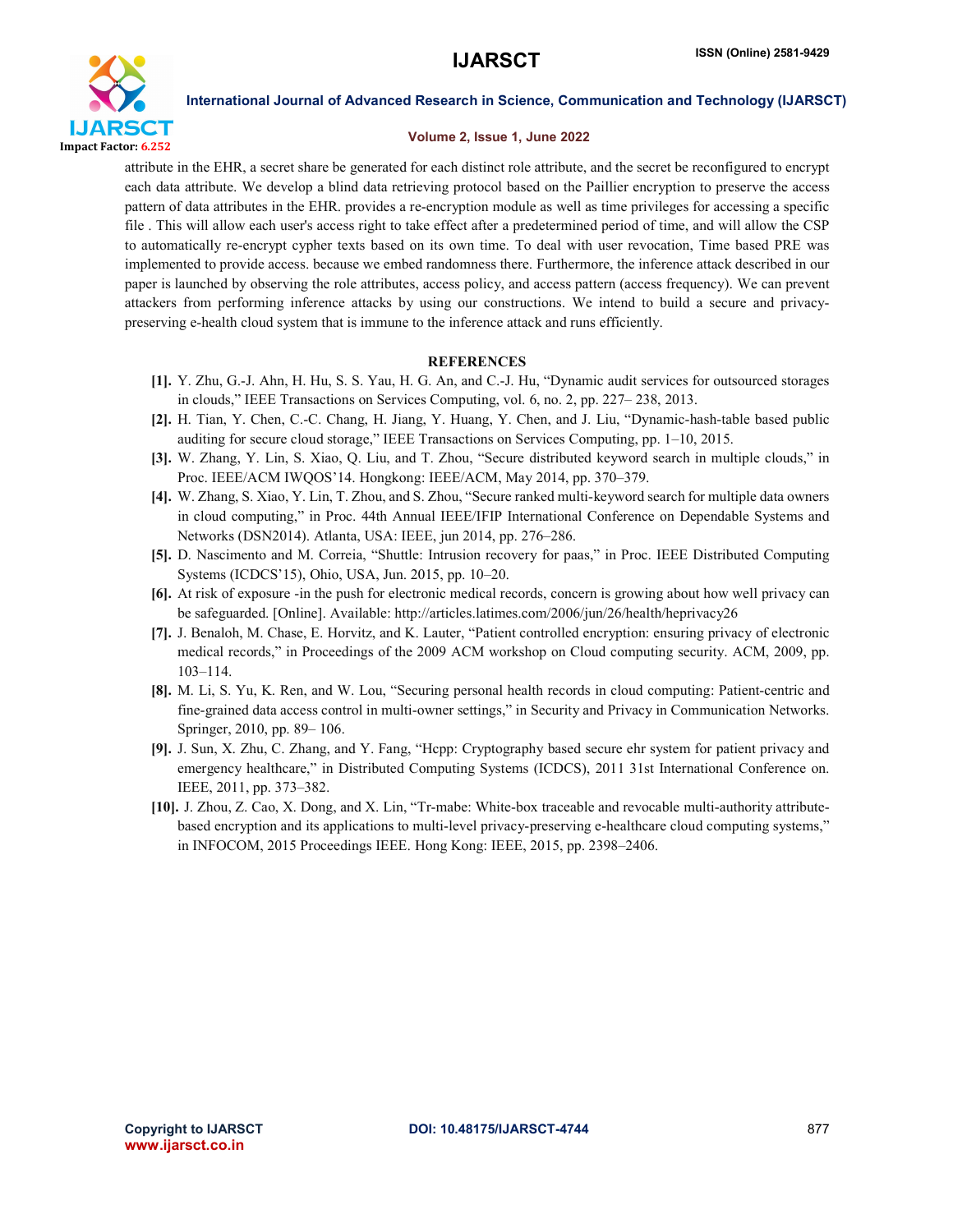attribute in the EHR, a secret share be generated for each distinct role attribute, and the secret be reconfigured to encrypt each data attribute. We develop a blind data retrieving protocol based on the Paillier encryption to preserve the access pattern of data attributes in the EHR. provides a re-encryption module as well as time privileges for accessing a specific file . This will allow each user's access right to take effect after a predetermined period of time, and will allow the CSP to automatically re-encrypt cypher texts based on its own time. To deal with user revocation, Time based PRE was implemented to provide access. because we embed randomness there. Furthermore, the inference attack described in our paper is launched by observing the role attributes, access policy, and access pattern (access frequency). We can prevent attackers from performing inference attacks by using our constructions. We intend to build a secure and privacy-preserving e-health cloud system that is immune to the inference attack and runs efficiently.

## REFERENCES

[1]. Y. Zhu, G.-J. Ahn, H. Hu, S. S. Yau, H. G. An, and C.-J. Hu, “Dynamic audit services for outsourced storages in clouds,” IEEE Transactions on Services Computing, vol. 6, no. 2, pp. 227– 238, 2013.

[2]. H. Tian, Y. Chen, C.-C. Chang, H. Jiang, Y. Huang, Y. Chen, and J. Liu, “Dynamic-hash-table based public auditing for secure cloud storage,” IEEE Transactions on Services Computing, pp. 1–10, 2015.

[3]. W. Zhang, Y. Lin, S. Xiao, Q. Liu, and T. Zhou, “Secure distributed keyword search in multiple clouds,” in Proc. IEEE/ACM IWQOS’14. Hongkong: IEEE/ACM, May 2014, pp. 370–379.

[4]. W. Zhang, S. Xiao, Y. Lin, T. Zhou, and S. Zhou, “Secure ranked multi-keyword search for multiple data owners in cloud computing,” in Proc. 44th Annual IEEE/IFIP International Conference on Dependable Systems and Networks (DSN2014). Atlanta, USA: IEEE, jun 2014, pp. 276–286.

[5]. D. Nascimento and M. Correia, “Shuttle: Intrusion recovery for paas,” in Proc. IEEE Distributed Computing Systems (ICDCS’15), Ohio, USA, Jun. 2015, pp. 10–20.

[6]. At risk of exposure -in the push for electronic medical records, concern is growing about how well privacy can be safeguarded. [Online]. Available: http://articles.latimes.com/2006/jun/26/health/heprivacy26

[7]. J. Benaloh, M. Chase, E. Horvitz, and K. Lauter, “Patient controlled encryption: ensuring privacy of electronic medical records,” in Proceedings of the 2009 ACM workshop on Cloud computing security. ACM, 2009, pp. 103–114.

[8]. M. Li, S. Yu, K. Ren, and W. Lou, “Securing personal health records in cloud computing: Patient-centric and fine-grained data access control in multi-owner settings,” in Security and Privacy in Communication Networks. Springer, 2010, pp. 89– 106.

[9]. J. Sun, X. Zhu, C. Zhang, and Y. Fang, “Hcpp: Cryptography based secure ehr system for patient privacy and emergency healthcare,” in Distributed Computing Systems (ICDCS), 2011 31st International Conference on. IEEE, 2011, pp. 373–382.

[10]. J. Zhou, Z. Cao, X. Dong, and X. Lin, “Tr-mabe: White-box traceable and revocable multi-authority attribute-based encryption and its applications to multi-level privacy-preserving e-healthcare cloud computing systems,” in INFOCOM, 2015 Proceedings IEEE. Hong Kong: IEEE, 2015, pp. 2398–2406.